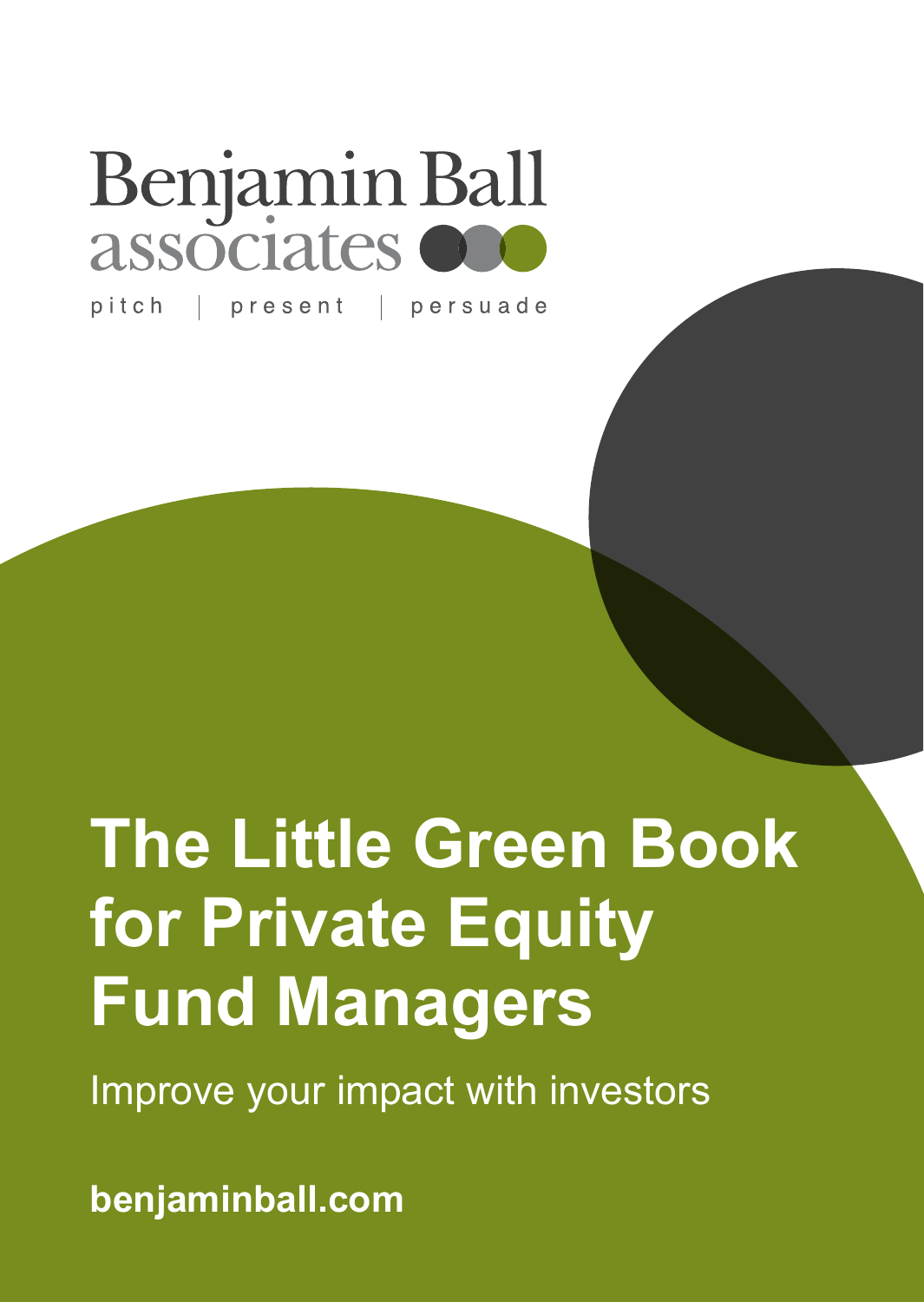Benjamin Ball associates

pitch | present | persuade

# The Little Green Book for Private Equity Fund Managers

Improve your impact with investors

**benjaminball.com**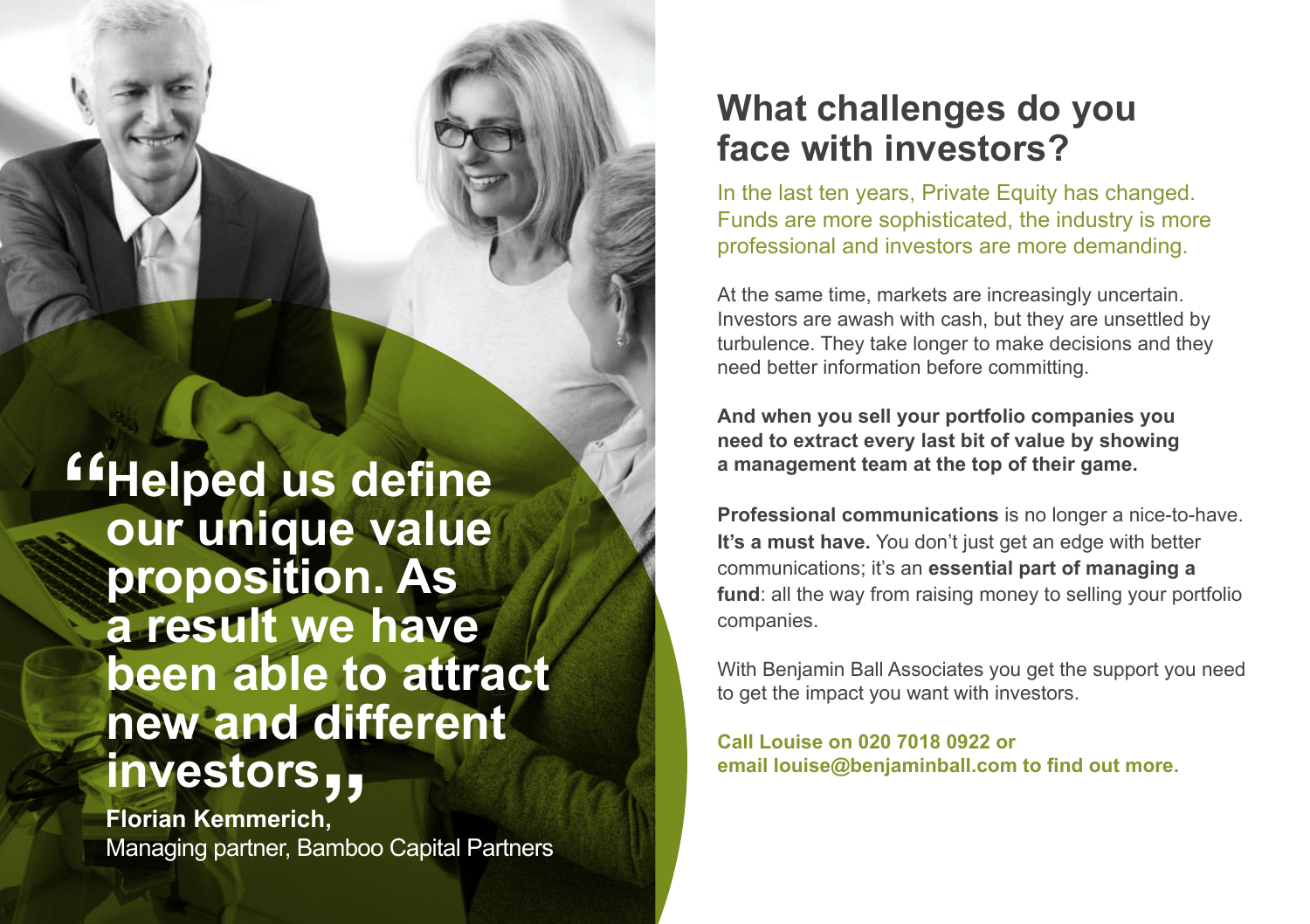> "Helped us define our unique value proposition. As a result we have been able to attract new and different investors"
>
> **Florian Kemmerich,**
> Managing partner, Bamboo Capital Partners

## What challenges do you face with investors?

In the last ten years, Private Equity has changed. Funds are more sophisticated, the industry is more professional and investors are more demanding.

At the same time, markets are increasingly uncertain. Investors are awash with cash, but they are unsettled by turbulence. They take longer to make decisions and they need better information before committing.

**And when you sell your portfolio companies you need to extract every last bit of value by showing a management team at the top of their game.**

**Professional communications** is no longer a nice-to-have. **It's a must have.** You don't just get an edge with better communications; it's an **essential part of managing a fund**: all the way from raising money to selling your portfolio companies.

With Benjamin Ball Associates you get the support you need to get the impact you want with investors.

**Call Louise on 020 7018 0922 or email louise@benjaminball.com to find out more.**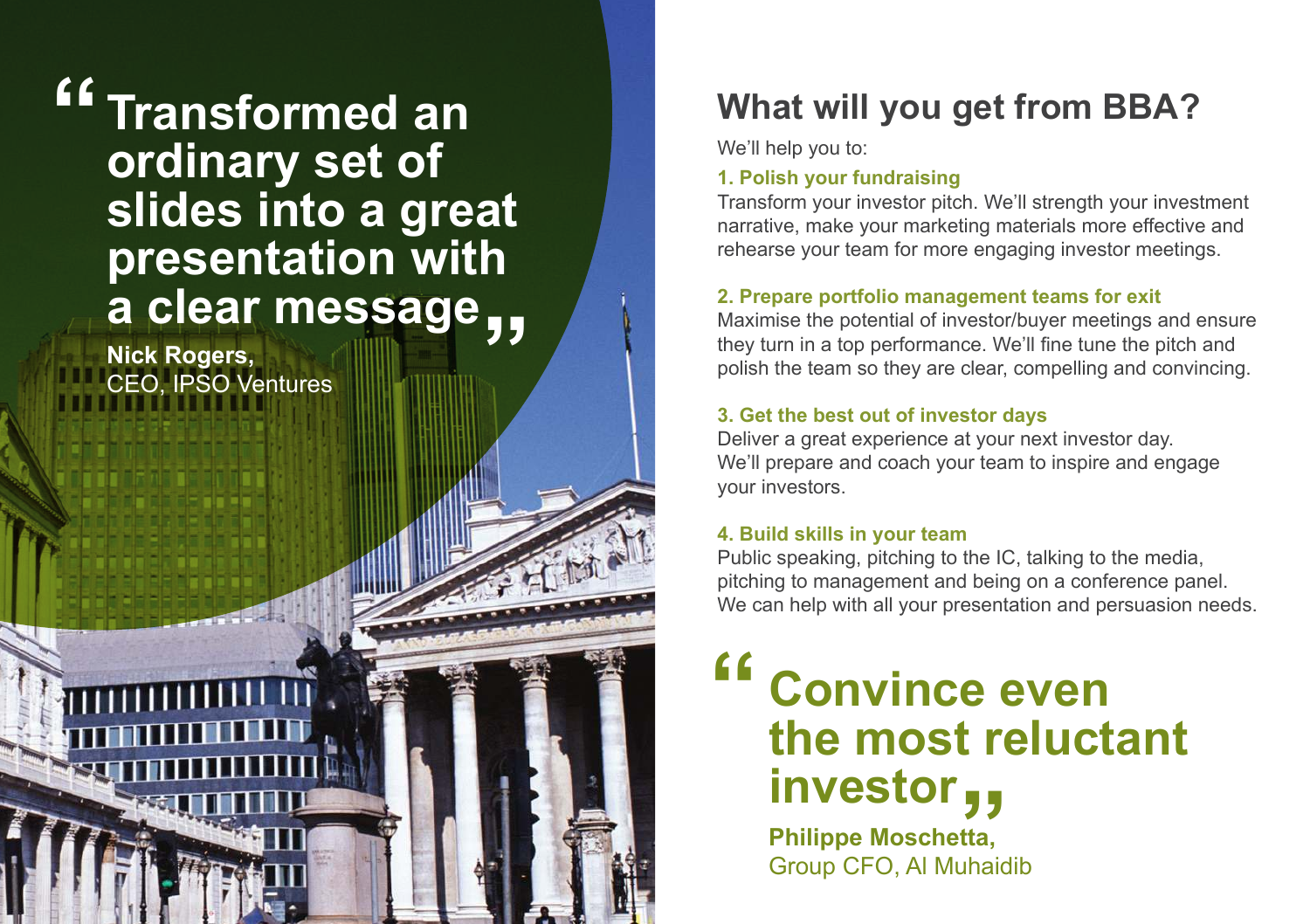> "Transformed an ordinary set of slides into a great presentation with a clear message"
>
> **Nick Rogers,**
> CEO, IPSO Ventures

## What will you get from BBA?

We'll help you to:

**1. Polish your fundraising**

Transform your investor pitch. We'll strength your investment narrative, make your marketing materials more effective and rehearse your team for more engaging investor meetings.

**2. Prepare portfolio management teams for exit**

Maximise the potential of investor/buyer meetings and ensure they turn in a top performance. We'll fine tune the pitch and polish the team so they are clear, compelling and convincing.

**3. Get the best out of investor days**

Deliver a great experience at your next investor day. We'll prepare and coach your team to inspire and engage your investors.

**4. Build skills in your team**

Public speaking, pitching to the IC, talking to the media, pitching to management and being on a conference panel. We can help with all your presentation and persuasion needs.

> "Convince even the most reluctant investor"
>
> **Philippe Moschetta,**
> Group CFO, Al Muhaidib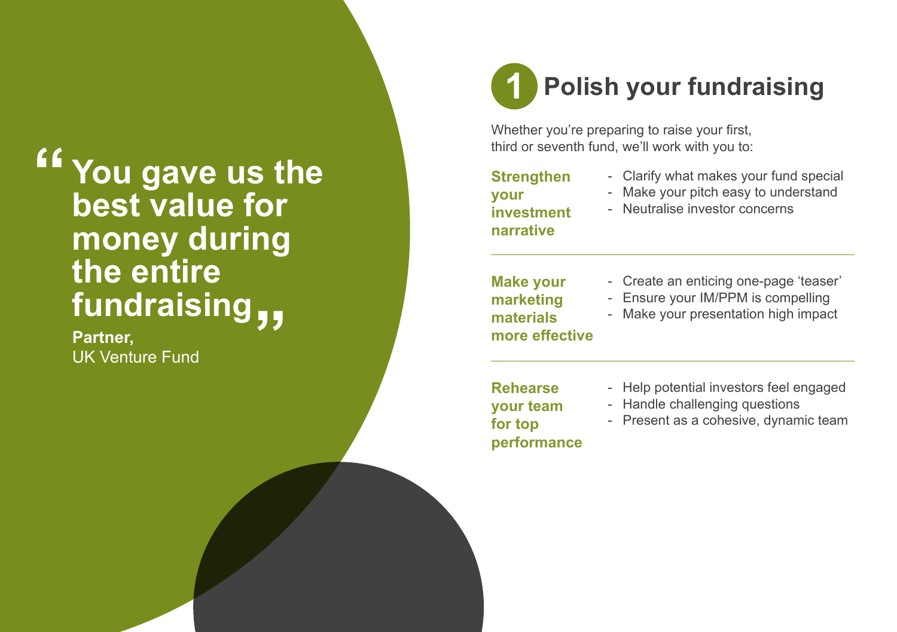> "You gave us the best value for money during the entire fundraising"
>
> **Partner,**
> UK Venture Fund

# 1 Polish your fundraising

Whether you're preparing to raise your first, third or seventh fund, we'll work with you to:

**Strengthen your investment narrative**

- Clarify what makes your fund special
- Make your pitch easy to understand
- Neutralise investor concerns

**Make your marketing materials more effective**

- Create an enticing one-page 'teaser'
- Ensure your IM/PPM is compelling
- Make your presentation high impact

**Rehearse your team for top performance**

- Help potential investors feel engaged
- Handle challenging questions
- Present as a cohesive, dynamic team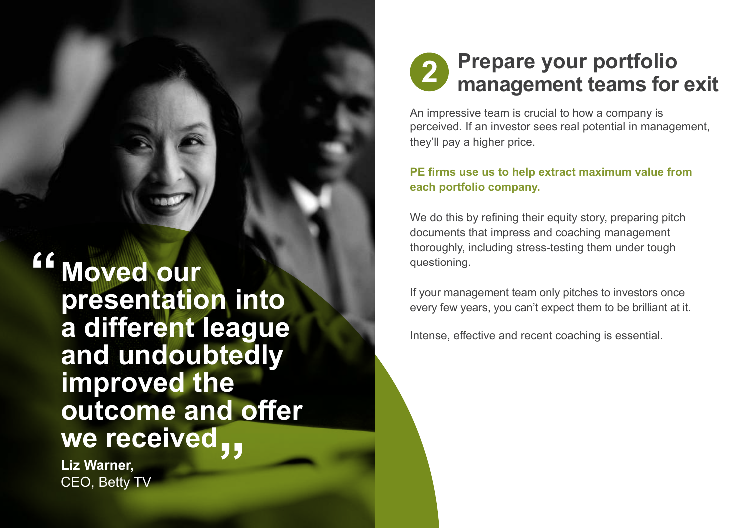> "Moved our presentation into a different league and undoubtedly improved the outcome and offer we received"
>
> **Liz Warner,**
> CEO, Betty TV

## 2 Prepare your portfolio management teams for exit

An impressive team is crucial to how a company is perceived. If an investor sees real potential in management, they'll pay a higher price.

**PE firms use us to help extract maximum value from each portfolio company.**

We do this by refining their equity story, preparing pitch documents that impress and coaching management thoroughly, including stress-testing them under tough questioning.

If your management team only pitches to investors once every few years, you can't expect them to be brilliant at it.

Intense, effective and recent coaching is essential.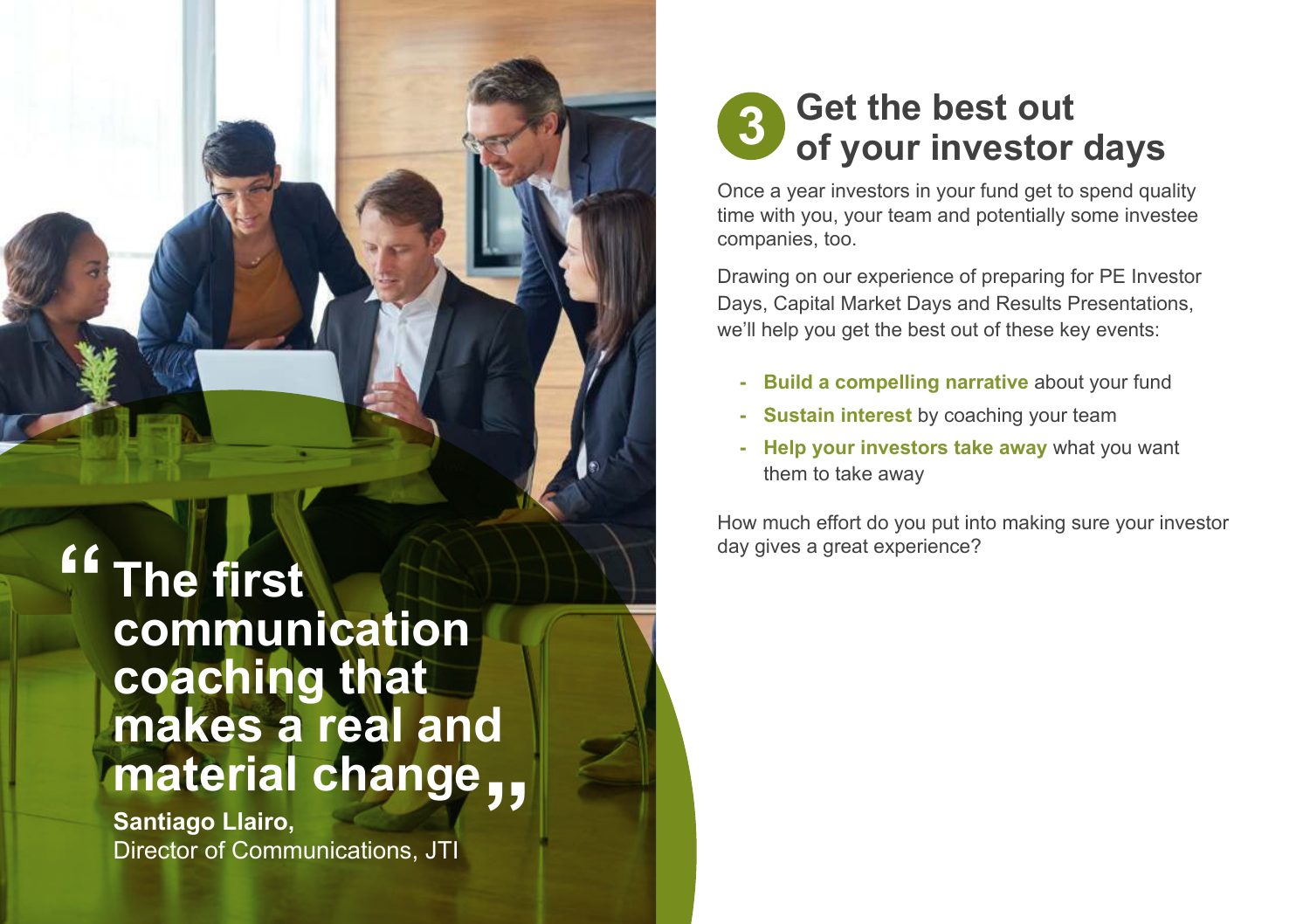> "The first communication coaching that makes a real and material change"
>
> **Santiago Llairo,**
> Director of Communications, JTI

## 3 Get the best out of your investor days

Once a year investors in your fund get to spend quality time with you, your team and potentially some investee companies, too.

Drawing on our experience of preparing for PE Investor Days, Capital Market Days and Results Presentations, we'll help you get the best out of these key events:

- **Build a compelling narrative** about your fund
- **Sustain interest** by coaching your team
- **Help your investors take away** what you want them to take away

How much effort do you put into making sure your investor day gives a great experience?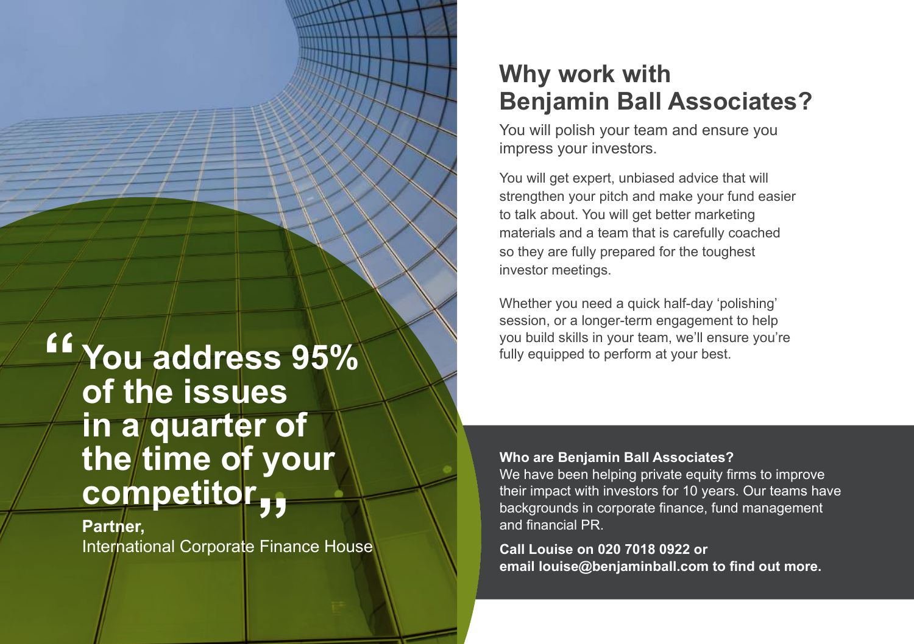> "You address 95% of the issues in a quarter of the time of your competitor"
>
> **Partner,**
> International Corporate Finance House

## Why work with Benjamin Ball Associates?

You will polish your team and ensure you impress your investors.

You will get expert, unbiased advice that will strengthen your pitch and make your fund easier to talk about. You will get better marketing materials and a team that is carefully coached so they are fully prepared for the toughest investor meetings.

Whether you need a quick half-day 'polishing' session, or a longer-term engagement to help you build skills in your team, we'll ensure you're fully equipped to perform at your best.

**Who are Benjamin Ball Associates?**
We have been helping private equity firms to improve their impact with investors for 10 years. Our teams have backgrounds in corporate finance, fund management and financial PR.

**Call Louise on 020 7018 0922 or email louise@benjaminball.com to find out more.**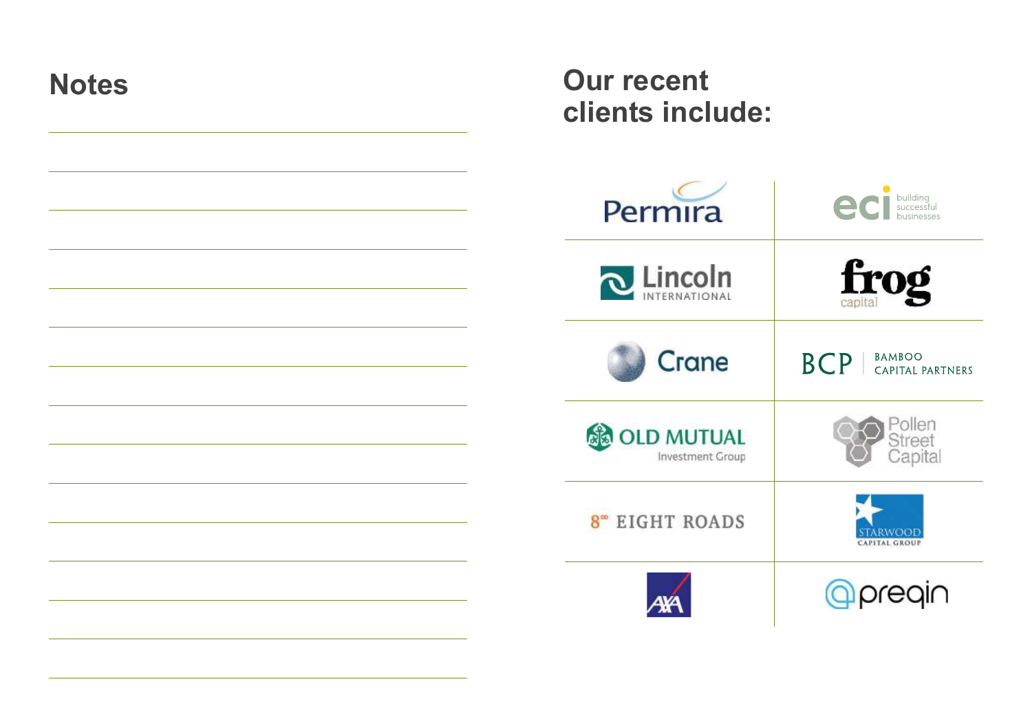## Notes

## Our recent clients include:

| | |
|---|---|
| Permira | eci building successful businesses |
| Lincoln International | frog capital |
| Crane | BCP Bamboo Capital Partners |
| Old Mutual Investment Group | Pollen Street Capital |
| 8 Eight Roads | Starwood Capital Group |
| AXA | preqin |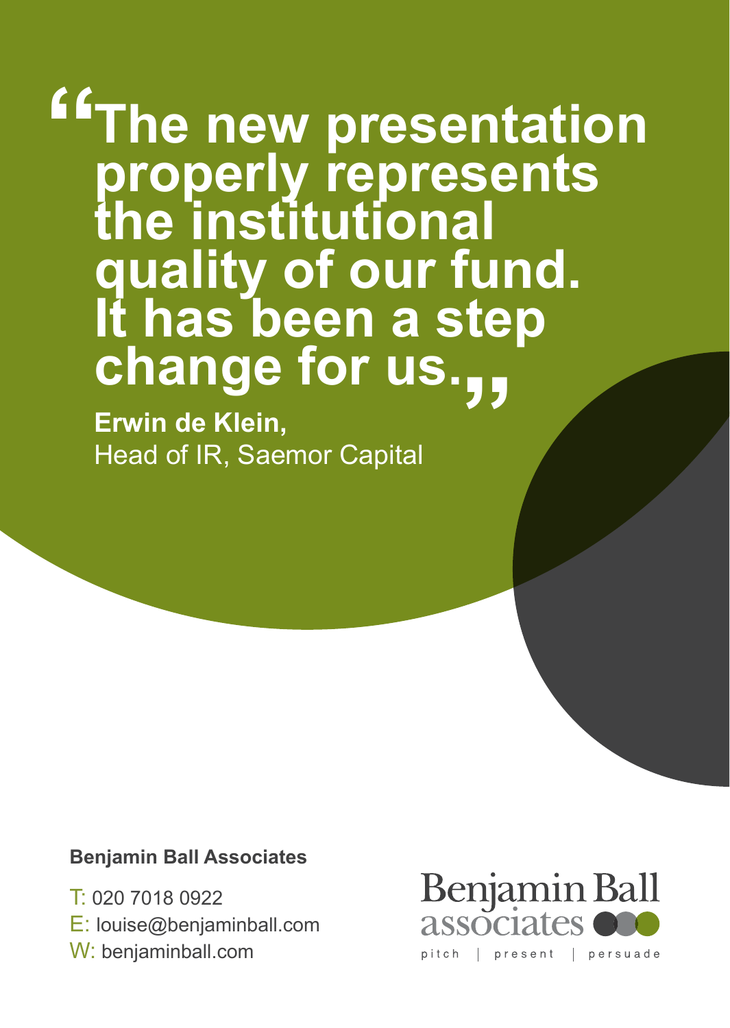# "The new presentation properly represents the institutional quality of our fund. It has been a step change for us."

**Erwin de Klein,**
Head of IR, Saemor Capital

**Benjamin Ball Associates**

T: 020 7018 0922
E: louise@benjaminball.com
W: benjaminball.com

Benjamin Ball associates

pitch | present | persuade